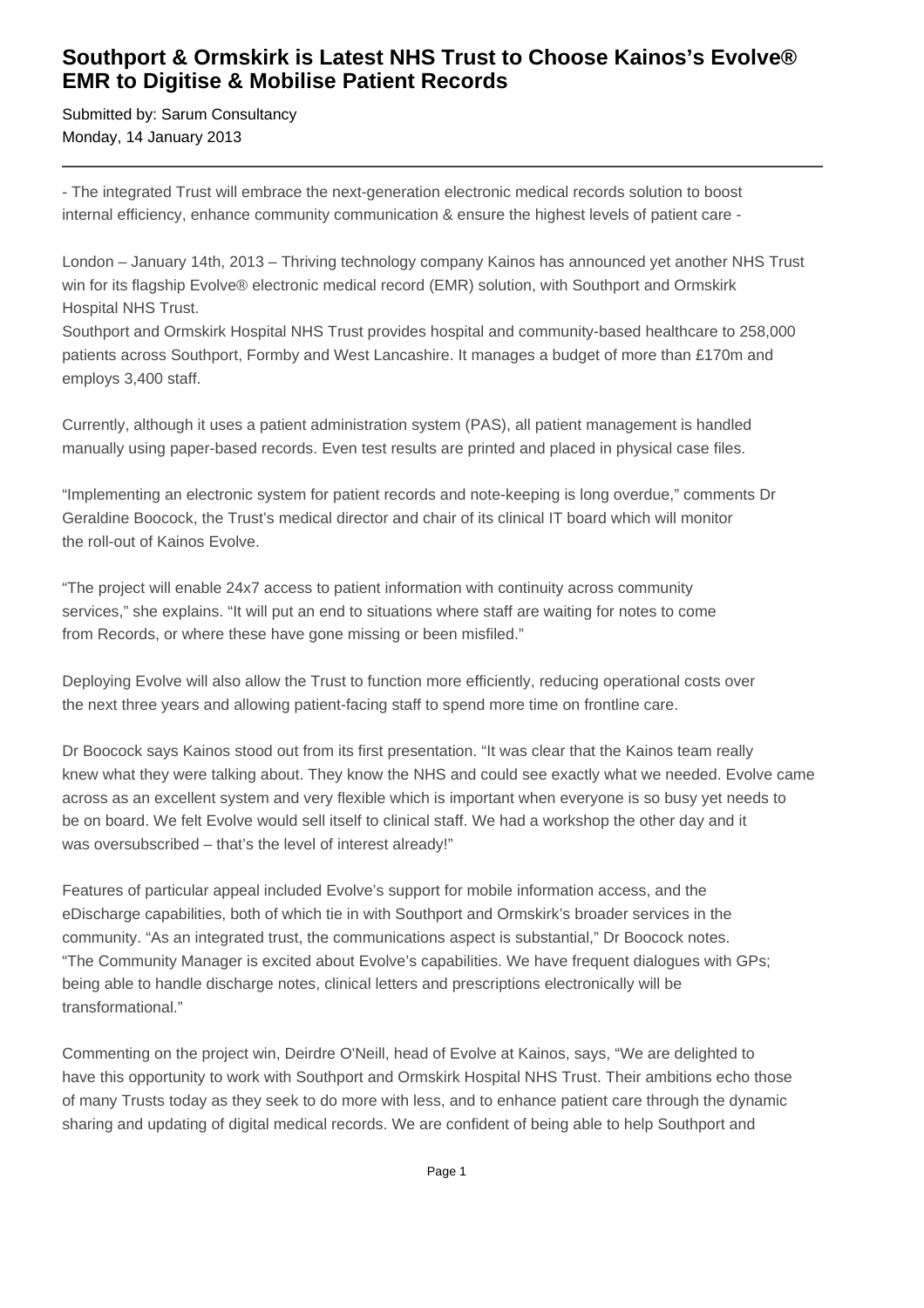# Southport & Ormskirk is Latest NHS Trust to Choose Kainos's Evolve® EMR to Digitise & Mobilise Patient Records

Submitted by: Sarum Consultancy
Monday, 14 January 2013

---

- The integrated Trust will embrace the next-generation electronic medical records solution to boost internal efficiency, enhance community communication & ensure the highest levels of patient care -

London – January 14th, 2013 – Thriving technology company Kainos has announced yet another NHS Trust win for its flagship Evolve® electronic medical record (EMR) solution, with Southport and Ormskirk Hospital NHS Trust.
Southport and Ormskirk Hospital NHS Trust provides hospital and community-based healthcare to 258,000 patients across Southport, Formby and West Lancashire. It manages a budget of more than £170m and employs 3,400 staff.

Currently, although it uses a patient administration system (PAS), all patient management is handled manually using paper-based records. Even test results are printed and placed in physical case files.

"Implementing an electronic system for patient records and note-keeping is long overdue," comments Dr Geraldine Boocock, the Trust's medical director and chair of its clinical IT board which will monitor the roll-out of Kainos Evolve.

"The project will enable 24x7 access to patient information with continuity across community services," she explains. "It will put an end to situations where staff are waiting for notes to come from Records, or where these have gone missing or been misfiled."

Deploying Evolve will also allow the Trust to function more efficiently, reducing operational costs over the next three years and allowing patient-facing staff to spend more time on frontline care.

Dr Boocock says Kainos stood out from its first presentation. "It was clear that the Kainos team really knew what they were talking about. They know the NHS and could see exactly what we needed. Evolve came across as an excellent system and very flexible which is important when everyone is so busy yet needs to be on board. We felt Evolve would sell itself to clinical staff. We had a workshop the other day and it was oversubscribed – that's the level of interest already!"

Features of particular appeal included Evolve's support for mobile information access, and the eDischarge capabilities, both of which tie in with Southport and Ormskirk's broader services in the community. "As an integrated trust, the communications aspect is substantial," Dr Boocock notes. "The Community Manager is excited about Evolve's capabilities. We have frequent dialogues with GPs; being able to handle discharge notes, clinical letters and prescriptions electronically will be transformational."

Commenting on the project win, Deirdre O'Neill, head of Evolve at Kainos, says, "We are delighted to have this opportunity to work with Southport and Ormskirk Hospital NHS Trust. Their ambitions echo those of many Trusts today as they seek to do more with less, and to enhance patient care through the dynamic sharing and updating of digital medical records. We are confident of being able to help Southport and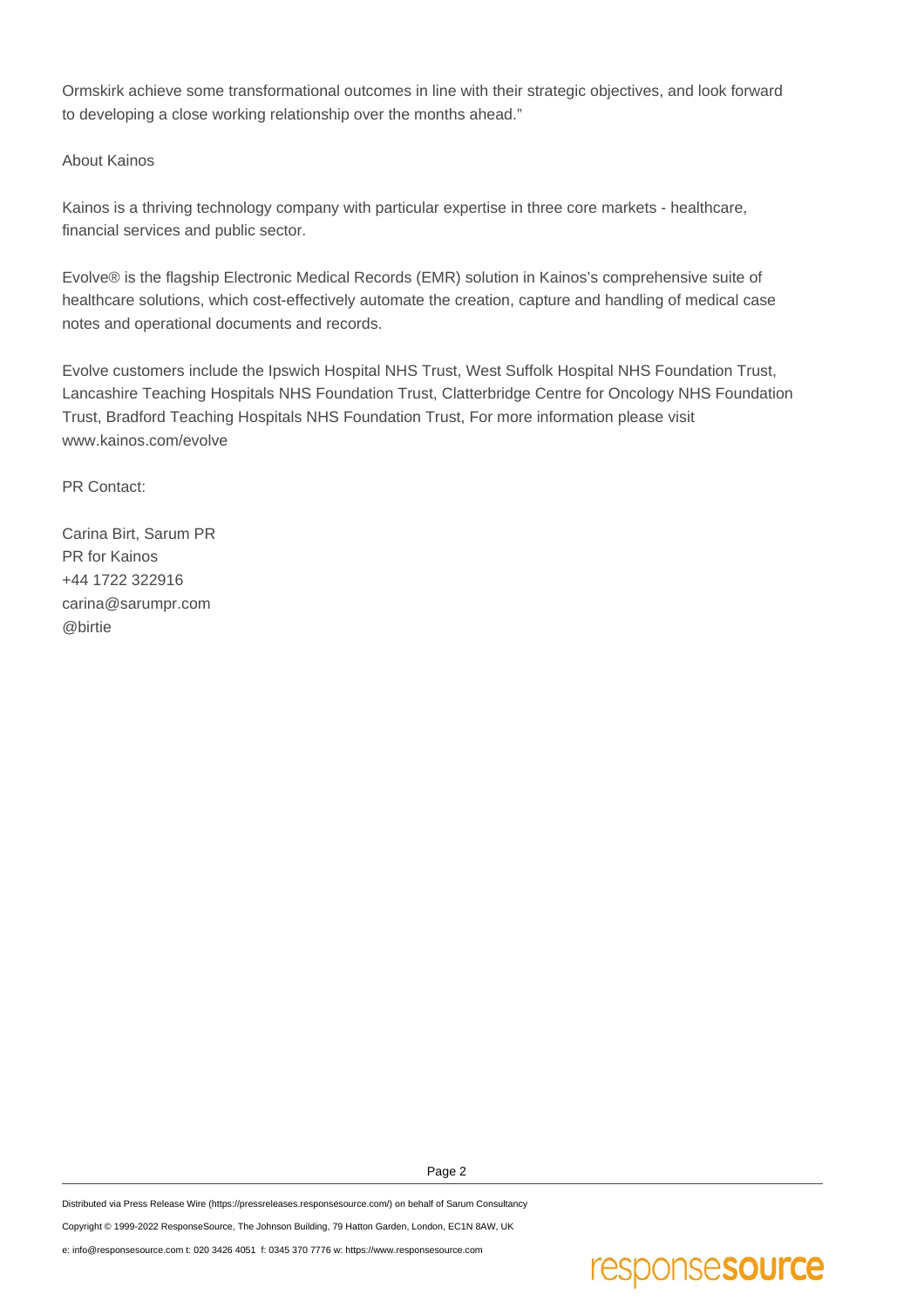Ormskirk achieve some transformational outcomes in line with their strategic objectives, and look forward to developing a close working relationship over the months ahead."

About Kainos

Kainos is a thriving technology company with particular expertise in three core markets - healthcare, financial services and public sector.

Evolve® is the flagship Electronic Medical Records (EMR) solution in Kainos's comprehensive suite of healthcare solutions, which cost-effectively automate the creation, capture and handling of medical case notes and operational documents and records.

Evolve customers include the Ipswich Hospital NHS Trust, West Suffolk Hospital NHS Foundation Trust, Lancashire Teaching Hospitals NHS Foundation Trust, Clatterbridge Centre for Oncology NHS Foundation Trust, Bradford Teaching Hospitals NHS Foundation Trust, For more information please visit www.kainos.com/evolve

PR Contact:

Carina Birt, Sarum PR
PR for Kainos
+44 1722 322916
carina@sarumpr.com
@birtie

Distributed via Press Release Wire (https://pressreleases.responsesource.com/) on behalf of Sarum Consultancy

Copyright © 1999-2022 ResponseSource, The Johnson Building, 79 Hatton Garden, London, EC1N 8AW, UK

e: info@responsesource.com t: 020 3426 4051 f: 0345 370 7776 w: https://www.responsesource.com